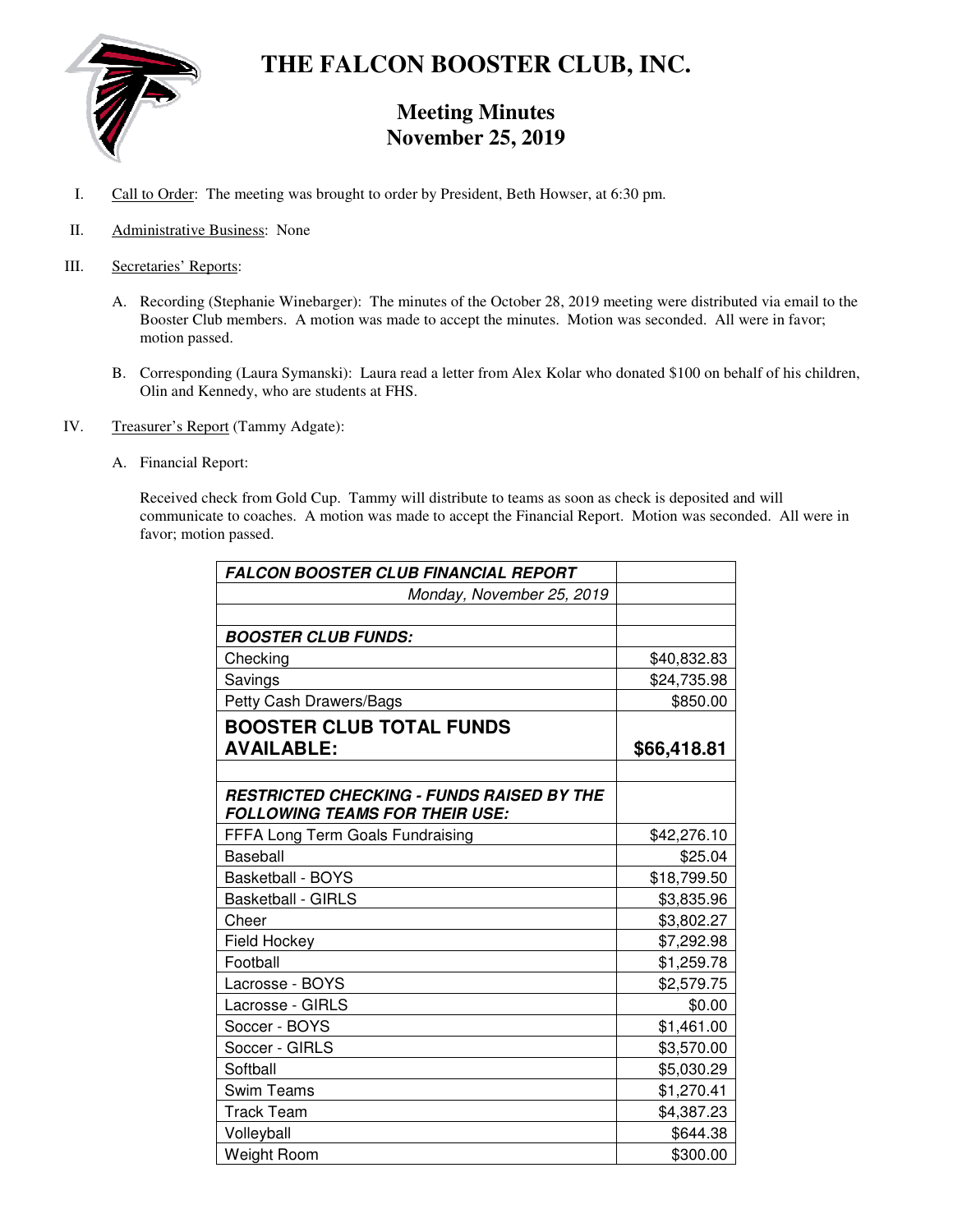# THE FALCON BOOSTER CLUB, INC.

## Meeting Minutes
## November 25, 2019

I. Call to Order: The meeting was brought to order by President, Beth Howser, at 6:30 pm.

II. Administrative Business: None

III. Secretaries' Reports:

   A. Recording (Stephanie Winebarger): The minutes of the October 28, 2019 meeting were distributed via email to the Booster Club members. A motion was made to accept the minutes. Motion was seconded. All were in favor; motion passed.

   B. Corresponding (Laura Symanski): Laura read a letter from Alex Kolar who donated $100 on behalf of his children, Olin and Kennedy, who are students at FHS.

IV. Treasurer's Report (Tammy Adgate):

   A. Financial Report:

   Received check from Gold Cup. Tammy will distribute to teams as soon as check is deposited and will communicate to coaches. A motion was made to accept the Financial Report. Motion was seconded. All were in favor; motion passed.

| ***FALCON BOOSTER CLUB FINANCIAL REPORT*** | |
|---|---|
| *Monday, November 25, 2019* | |
| | |
| ***BOOSTER CLUB FUNDS:*** | |
| Checking | $40,832.83 |
| Savings | $24,735.98 |
| Petty Cash Drawers/Bags | $850.00 |
| **BOOSTER CLUB TOTAL FUNDS AVAILABLE:** | **$66,418.81** |
| | |
| ***RESTRICTED CHECKING - FUNDS RAISED BY THE FOLLOWING TEAMS FOR THEIR USE:*** | |
| FFFA Long Term Goals Fundraising | $42,276.10 |
| Baseball | $25.04 |
| Basketball - BOYS | $18,799.50 |
| Basketball - GIRLS | $3,835.96 |
| Cheer | $3,802.27 |
| Field Hockey | $7,292.98 |
| Football | $1,259.78 |
| Lacrosse - BOYS | $2,579.75 |
| Lacrosse - GIRLS | $0.00 |
| Soccer - BOYS | $1,461.00 |
| Soccer - GIRLS | $3,570.00 |
| Softball | $5,030.29 |
| Swim Teams | $1,270.41 |
| Track Team | $4,387.23 |
| Volleyball | $644.38 |
| Weight Room | $300.00 |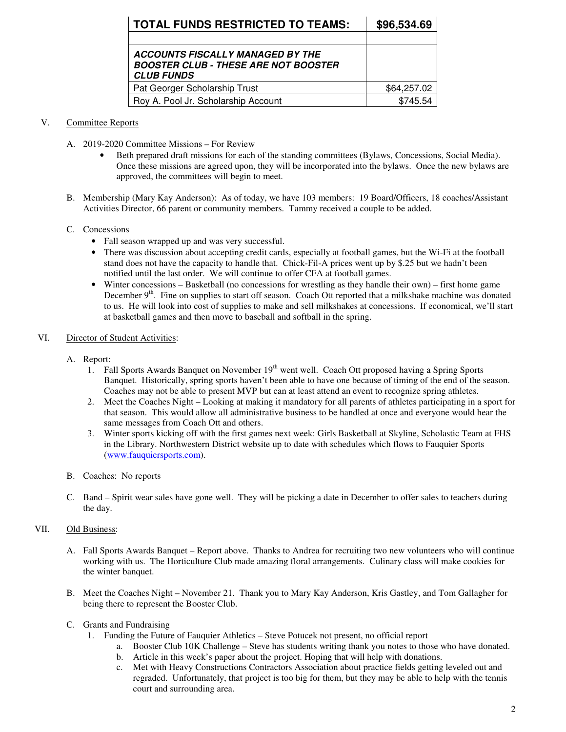| **TOTAL FUNDS RESTRICTED TO TEAMS:** | **$96,534.69** |
|---|---|
| | |
| ***ACCOUNTS FISCALLY MANAGED BY THE BOOSTER CLUB - THESE ARE NOT BOOSTER CLUB FUNDS*** | |
| Pat Georger Scholarship Trust | $64,257.02 |
| Roy A. Pool Jr. Scholarship Account | $745.54 |

V. Committee Reports

A. 2019-2020 Committee Missions – For Review
- Beth prepared draft missions for each of the standing committees (Bylaws, Concessions, Social Media). Once these missions are agreed upon, they will be incorporated into the bylaws. Once the new bylaws are approved, the committees will begin to meet.

B. Membership (Mary Kay Anderson): As of today, we have 103 members: 19 Board/Officers, 18 coaches/Assistant Activities Director, 66 parent or community members. Tammy received a couple to be added.

C. Concessions
- Fall season wrapped up and was very successful.
- There was discussion about accepting credit cards, especially at football games, but the Wi-Fi at the football stand does not have the capacity to handle that. Chick-Fil-A prices went up by $.25 but we hadn't been notified until the last order. We will continue to offer CFA at football games.
- Winter concessions – Basketball (no concessions for wrestling as they handle their own) – first home game December 9th. Fine on supplies to start off season. Coach Ott reported that a milkshake machine was donated to us. He will look into cost of supplies to make and sell milkshakes at concessions. If economical, we'll start at basketball games and then move to baseball and softball in the spring.

VI. Director of Student Activities:

A. Report:
1. Fall Sports Awards Banquet on November 19th went well. Coach Ott proposed having a Spring Sports Banquet. Historically, spring sports haven't been able to have one because of timing of the end of the season. Coaches may not be able to present MVP but can at least attend an event to recognize spring athletes.
2. Meet the Coaches Night – Looking at making it mandatory for all parents of athletes participating in a sport for that season. This would allow all administrative business to be handled at once and everyone would hear the same messages from Coach Ott and others.
3. Winter sports kicking off with the first games next week: Girls Basketball at Skyline, Scholastic Team at FHS in the Library. Northwestern District website up to date with schedules which flows to Fauquier Sports (www.fauquiersports.com).

B. Coaches: No reports

C. Band – Spirit wear sales have gone well. They will be picking a date in December to offer sales to teachers during the day.

VII. Old Business:

A. Fall Sports Awards Banquet – Report above. Thanks to Andrea for recruiting two new volunteers who will continue working with us. The Horticulture Club made amazing floral arrangements. Culinary class will make cookies for the winter banquet.

B. Meet the Coaches Night – November 21. Thank you to Mary Kay Anderson, Kris Gastley, and Tom Gallagher for being there to represent the Booster Club.

C. Grants and Fundraising
1. Funding the Future of Fauquier Athletics – Steve Potucek not present, no official report
   a. Booster Club 10K Challenge – Steve has students writing thank you notes to those who have donated.
   b. Article in this week's paper about the project. Hoping that will help with donations.
   c. Met with Heavy Constructions Contractors Association about practice fields getting leveled out and regraded. Unfortunately, that project is too big for them, but they may be able to help with the tennis court and surrounding area.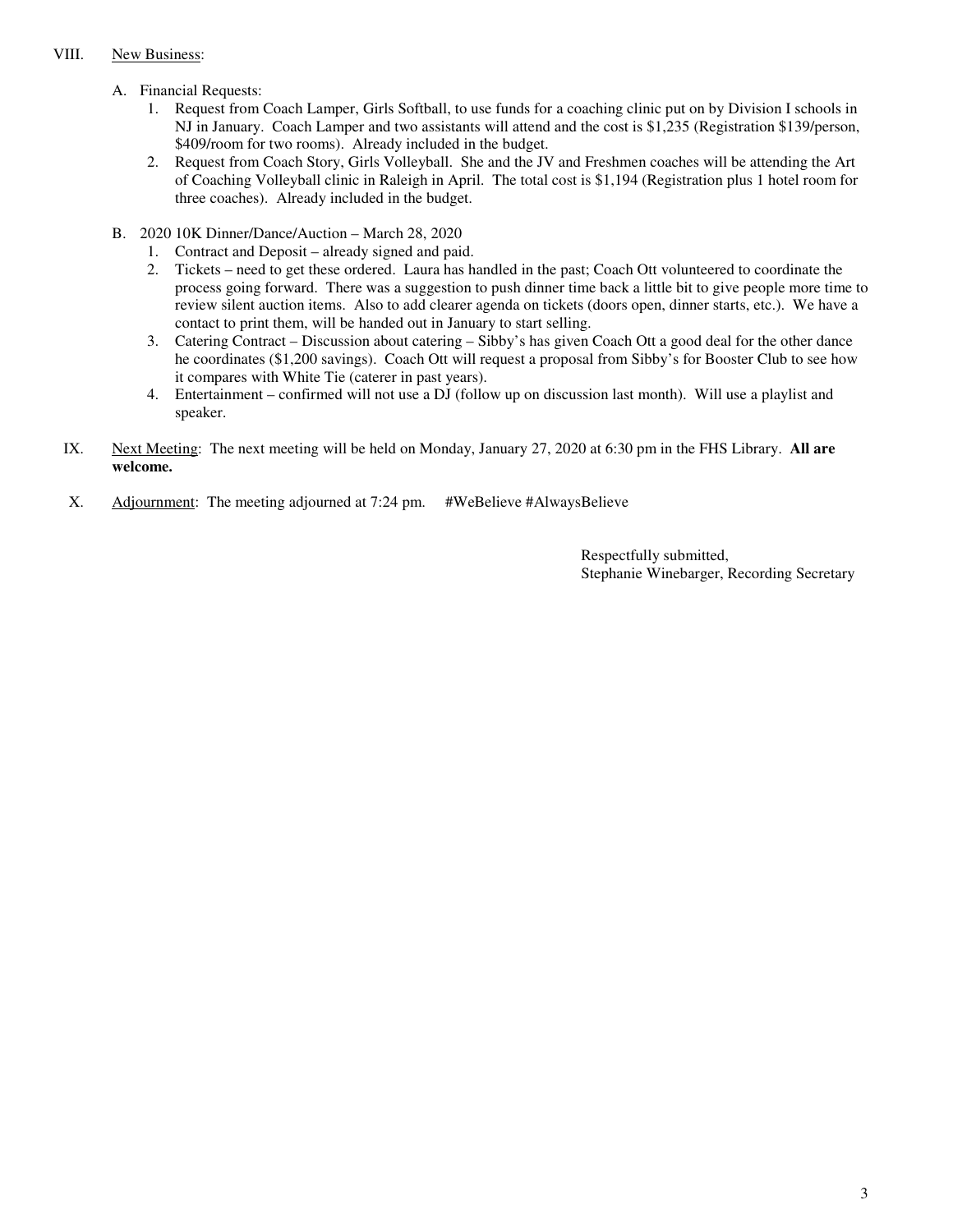VIII. <u>New Business</u>:

A. Financial Requests:

1. Request from Coach Lamper, Girls Softball, to use funds for a coaching clinic put on by Division I schools in NJ in January. Coach Lamper and two assistants will attend and the cost is $1,235 (Registration $139/person, $409/room for two rooms). Already included in the budget.
2. Request from Coach Story, Girls Volleyball. She and the JV and Freshmen coaches will be attending the Art of Coaching Volleyball clinic in Raleigh in April. The total cost is $1,194 (Registration plus 1 hotel room for three coaches). Already included in the budget.

B. 2020 10K Dinner/Dance/Auction – March 28, 2020

1. Contract and Deposit – already signed and paid.
2. Tickets – need to get these ordered. Laura has handled in the past; Coach Ott volunteered to coordinate the process going forward. There was a suggestion to push dinner time back a little bit to give people more time to review silent auction items. Also to add clearer agenda on tickets (doors open, dinner starts, etc.). We have a contact to print them, will be handed out in January to start selling.
3. Catering Contract – Discussion about catering – Sibby's has given Coach Ott a good deal for the other dance he coordinates ($1,200 savings). Coach Ott will request a proposal from Sibby's for Booster Club to see how it compares with White Tie (caterer in past years).
4. Entertainment – confirmed will not use a DJ (follow up on discussion last month). Will use a playlist and speaker.

IX. <u>Next Meeting</u>: The next meeting will be held on Monday, January 27, 2020 at 6:30 pm in the FHS Library. **All are welcome.**

X. <u>Adjournment</u>: The meeting adjourned at 7:24 pm. #WeBelieve #AlwaysBelieve

Respectfully submitted,
Stephanie Winebarger, Recording Secretary